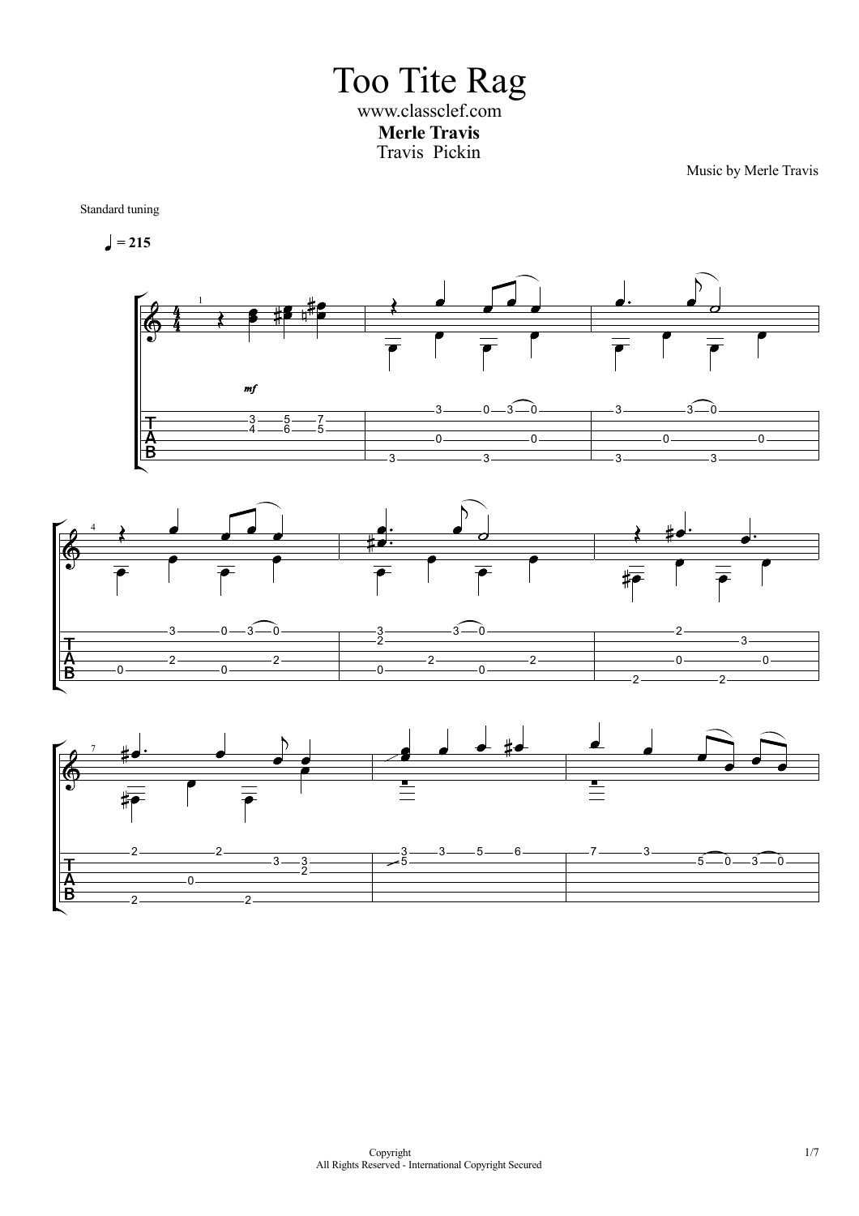# Too Tite Rag

www.classclef.com

**Merle Travis**

Travis Pickin

Music by Merle Travis

Standard tuning

♩ = 215